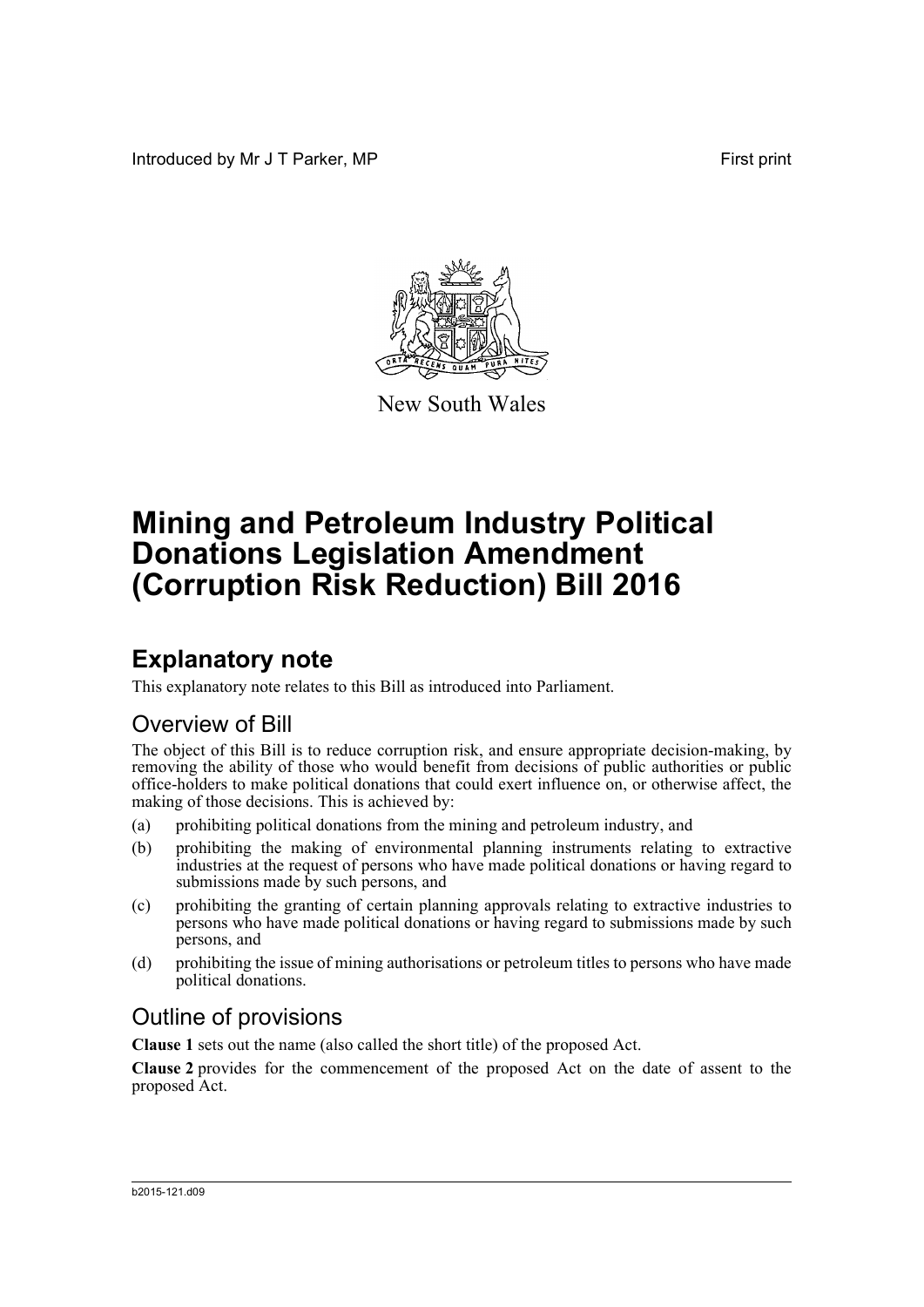Introduced by Mr J T Parker, MP

First print

New South Wales

# Mining and Petroleum Industry Political Donations Legislation Amendment (Corruption Risk Reduction) Bill 2016

## Explanatory note

This explanatory note relates to this Bill as introduced into Parliament.

### Overview of Bill

The object of this Bill is to reduce corruption risk, and ensure appropriate decision-making, by removing the ability of those who would benefit from decisions of public authorities or public office-holders to make political donations that could exert influence on, or otherwise affect, the making of those decisions. This is achieved by:

(a) prohibiting political donations from the mining and petroleum industry, and

(b) prohibiting the making of environmental planning instruments relating to extractive industries at the request of persons who have made political donations or having regard to submissions made by such persons, and

(c) prohibiting the granting of certain planning approvals relating to extractive industries to persons who have made political donations or having regard to submissions made by such persons, and

(d) prohibiting the issue of mining authorisations or petroleum titles to persons who have made political donations.

### Outline of provisions

**Clause 1** sets out the name (also called the short title) of the proposed Act.

**Clause 2** provides for the commencement of the proposed Act on the date of assent to the proposed Act.

b2015-121.d09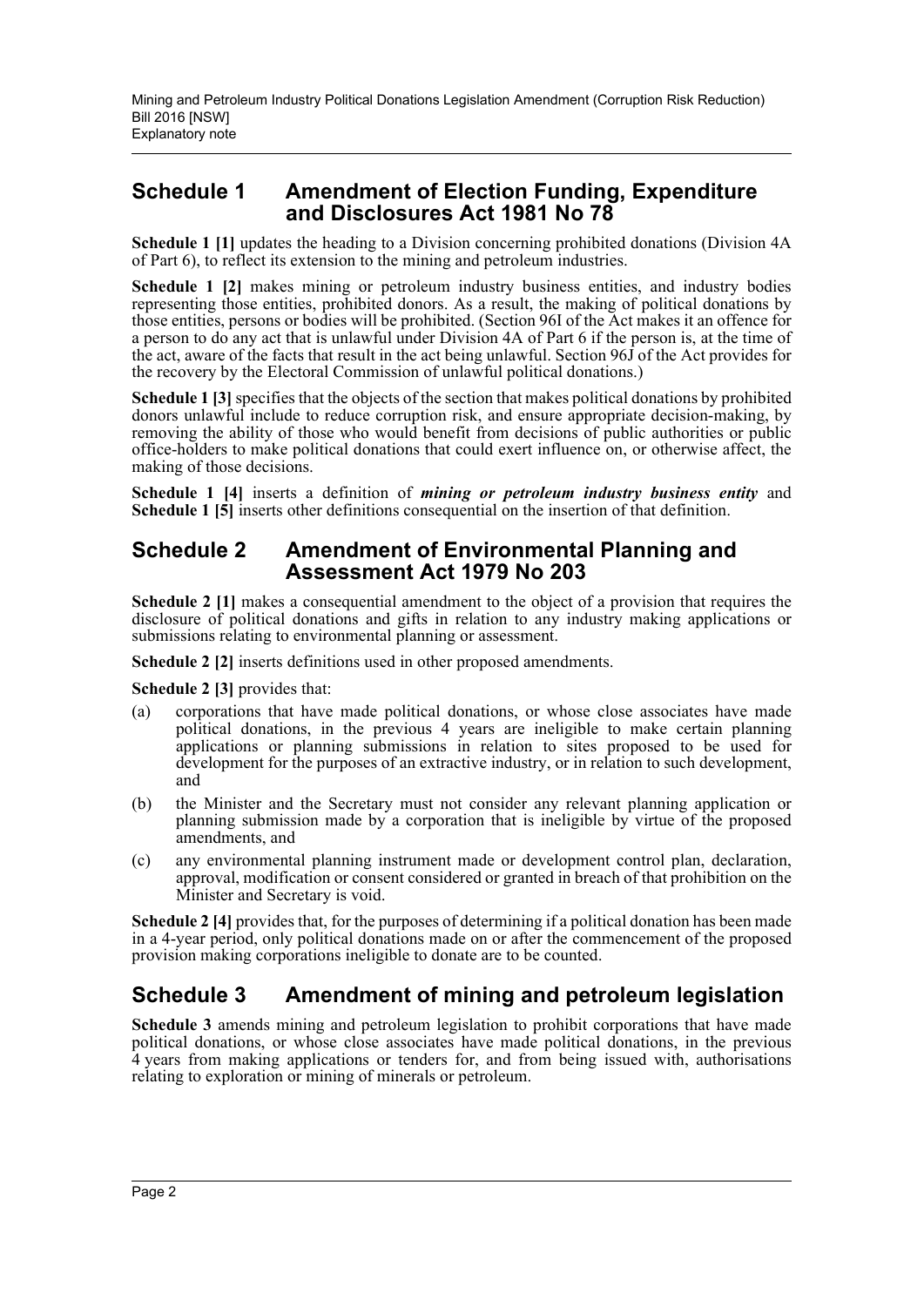## Schedule 1 Amendment of Election Funding, Expenditure and Disclosures Act 1981 No 78

**Schedule 1 [1]** updates the heading to a Division concerning prohibited donations (Division 4A of Part 6), to reflect its extension to the mining and petroleum industries.

**Schedule 1 [2]** makes mining or petroleum industry business entities, and industry bodies representing those entities, prohibited donors. As a result, the making of political donations by those entities, persons or bodies will be prohibited. (Section 96I of the Act makes it an offence for a person to do any act that is unlawful under Division 4A of Part 6 if the person is, at the time of the act, aware of the facts that result in the act being unlawful. Section 96J of the Act provides for the recovery by the Electoral Commission of unlawful political donations.)

**Schedule 1 [3]** specifies that the objects of the section that makes political donations by prohibited donors unlawful include to reduce corruption risk, and ensure appropriate decision-making, by removing the ability of those who would benefit from decisions of public authorities or public office-holders to make political donations that could exert influence on, or otherwise affect, the making of those decisions.

**Schedule 1 [4]** inserts a definition of ***mining or petroleum industry business entity*** and **Schedule 1 [5]** inserts other definitions consequential on the insertion of that definition.

## Schedule 2 Amendment of Environmental Planning and Assessment Act 1979 No 203

**Schedule 2 [1]** makes a consequential amendment to the object of a provision that requires the disclosure of political donations and gifts in relation to any industry making applications or submissions relating to environmental planning or assessment.

**Schedule 2 [2]** inserts definitions used in other proposed amendments.

**Schedule 2 [3]** provides that:

(a) corporations that have made political donations, or whose close associates have made political donations, in the previous 4 years are ineligible to make certain planning applications or planning submissions in relation to sites proposed to be used for development for the purposes of an extractive industry, or in relation to such development, and

(b) the Minister and the Secretary must not consider any relevant planning application or planning submission made by a corporation that is ineligible by virtue of the proposed amendments, and

(c) any environmental planning instrument made or development control plan, declaration, approval, modification or consent considered or granted in breach of that prohibition on the Minister and Secretary is void.

**Schedule 2 [4]** provides that, for the purposes of determining if a political donation has been made in a 4-year period, only political donations made on or after the commencement of the proposed provision making corporations ineligible to donate are to be counted.

## Schedule 3 Amendment of mining and petroleum legislation

**Schedule 3** amends mining and petroleum legislation to prohibit corporations that have made political donations, or whose close associates have made political donations, in the previous 4 years from making applications or tenders for, and from being issued with, authorisations relating to exploration or mining of minerals or petroleum.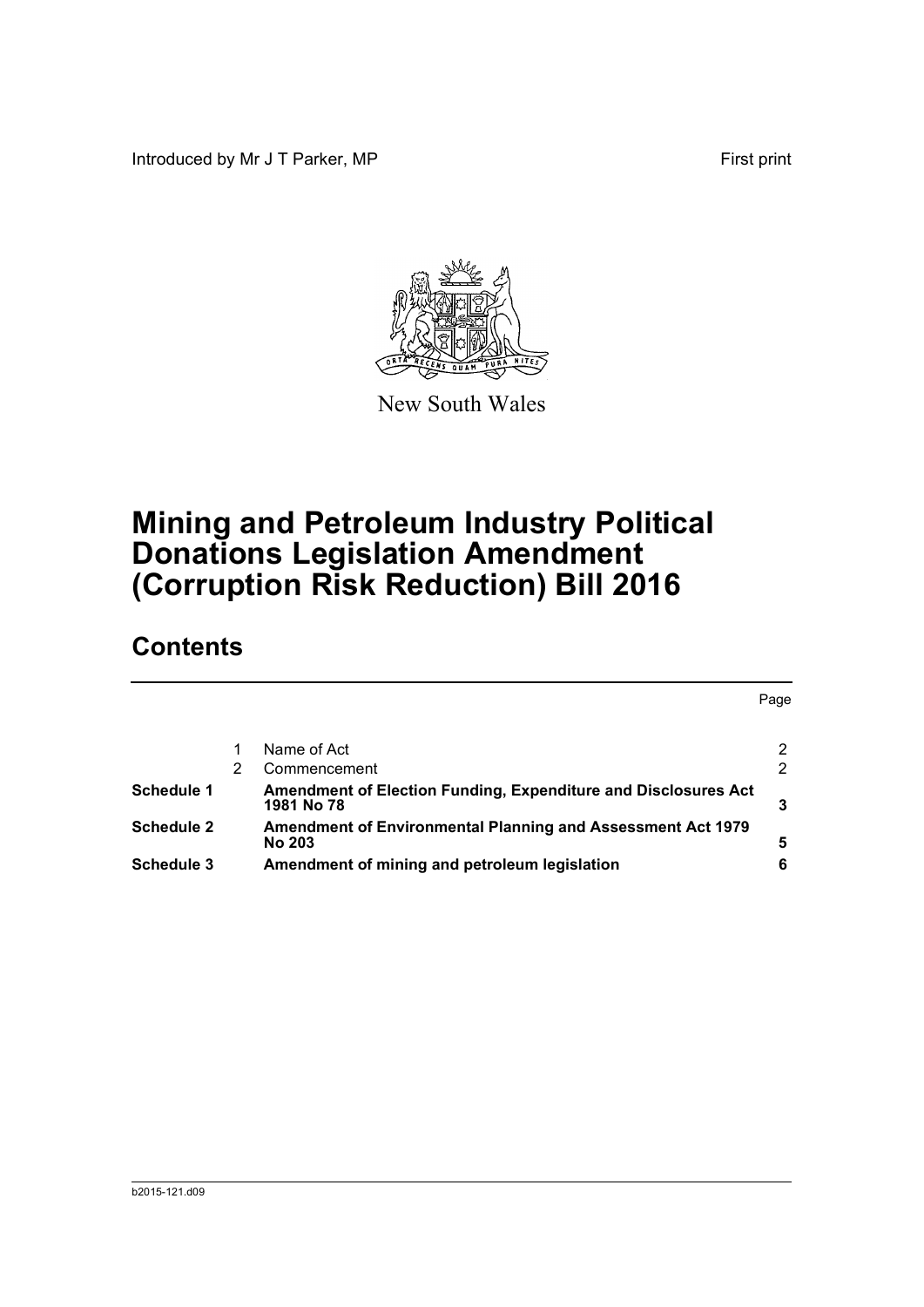Introduced by Mr J T Parker, MP                                                                                    First print

New South Wales

# Mining and Petroleum Industry Political Donations Legislation Amendment (Corruption Risk Reduction) Bill 2016

## Contents

| | | | Page |
|---|---|---|---|
| | 1 | Name of Act | 2 |
| | 2 | Commencement | 2 |
| **Schedule 1** | | **Amendment of Election Funding, Expenditure and Disclosures Act 1981 No 78** | **3** |
| **Schedule 2** | | **Amendment of Environmental Planning and Assessment Act 1979 No 203** | **5** |
| **Schedule 3** | | **Amendment of mining and petroleum legislation** | **6** |

b2015-121.d09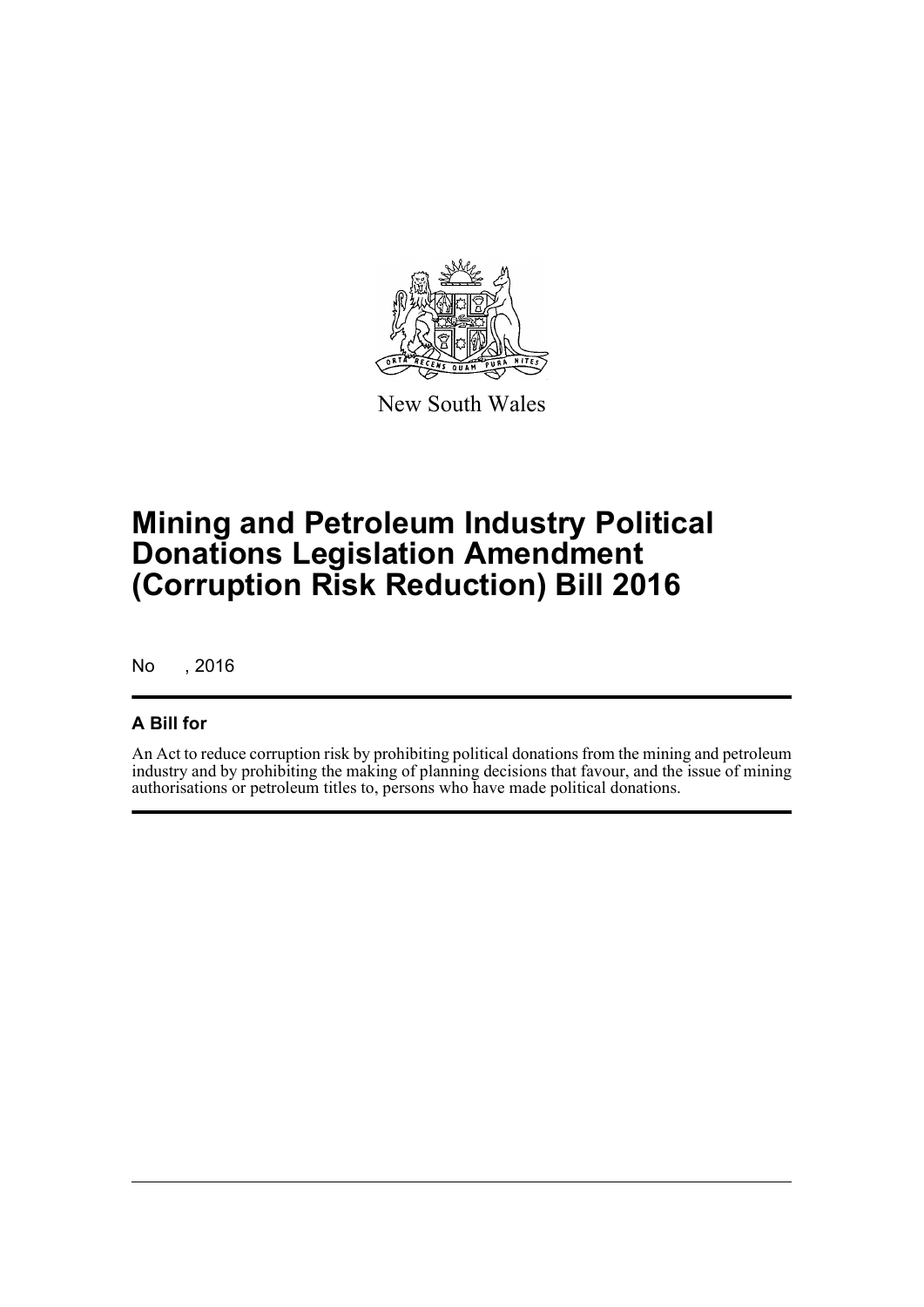New South Wales

# Mining and Petroleum Industry Political Donations Legislation Amendment (Corruption Risk Reduction) Bill 2016

No , 2016

## A Bill for

An Act to reduce corruption risk by prohibiting political donations from the mining and petroleum industry and by prohibiting the making of planning decisions that favour, and the issue of mining authorisations or petroleum titles to, persons who have made political donations.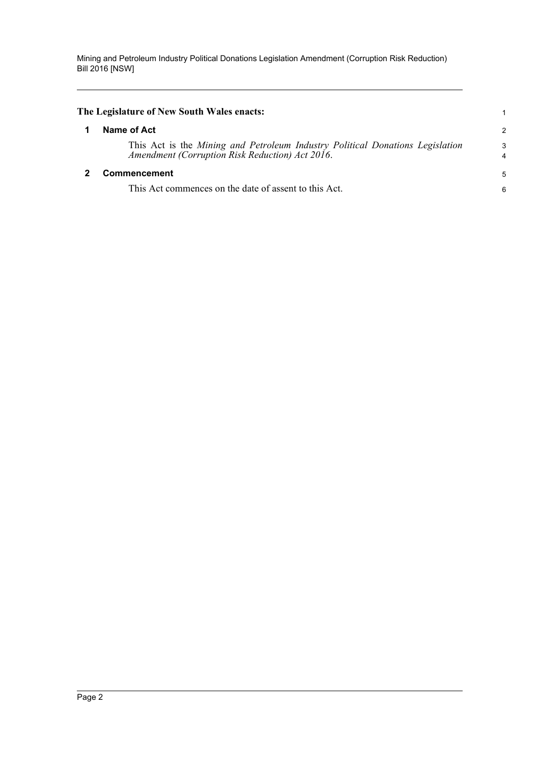**The Legislature of New South Wales enacts:**

## 1 Name of Act

This Act is the *Mining and Petroleum Industry Political Donations Legislation Amendment (Corruption Risk Reduction) Act 2016*.

## 2 Commencement

This Act commences on the date of assent to this Act.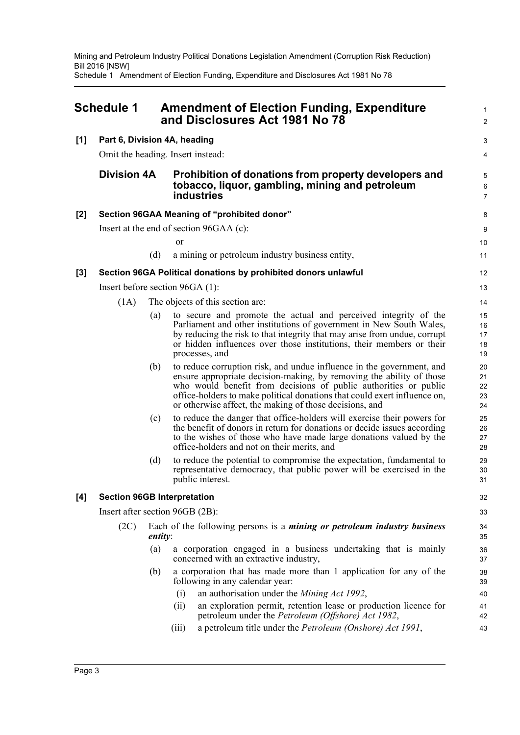## Schedule 1 Amendment of Election Funding, Expenditure and Disclosures Act 1981 No 78

**[1] Part 6, Division 4A, heading**

Omit the heading. Insert instead:

### Division 4A Prohibition of donations from property developers and tobacco, liquor, gambling, mining and petroleum industries

**[2] Section 96GAA Meaning of "prohibited donor"**

Insert at the end of section 96GAA (c):

or

(d) a mining or petroleum industry business entity,

**[3] Section 96GA Political donations by prohibited donors unlawful**

Insert before section 96GA (1):

(1A) The objects of this section are:

(a) to secure and promote the actual and perceived integrity of the Parliament and other institutions of government in New South Wales, by reducing the risk to that integrity that may arise from undue, corrupt or hidden influences over those institutions, their members or their processes, and

(b) to reduce corruption risk, and undue influence in the government, and ensure appropriate decision-making, by removing the ability of those who would benefit from decisions of public authorities or public office-holders to make political donations that could exert influence on, or otherwise affect, the making of those decisions, and

(c) to reduce the danger that office-holders will exercise their powers for the benefit of donors in return for donations or decide issues according to the wishes of those who have made large donations valued by the office-holders and not on their merits, and

(d) to reduce the potential to compromise the expectation, fundamental to representative democracy, that public power will be exercised in the public interest.

**[4] Section 96GB Interpretation**

Insert after section 96GB (2B):

(2C) Each of the following persons is a ***mining or petroleum industry business entity***:

(a) a corporation engaged in a business undertaking that is mainly concerned with an extractive industry,

(b) a corporation that has made more than 1 application for any of the following in any calendar year:

(i) an authorisation under the *Mining Act 1992*,

(ii) an exploration permit, retention lease or production licence for petroleum under the *Petroleum (Offshore) Act 1982*,

(iii) a petroleum title under the *Petroleum (Onshore) Act 1991*,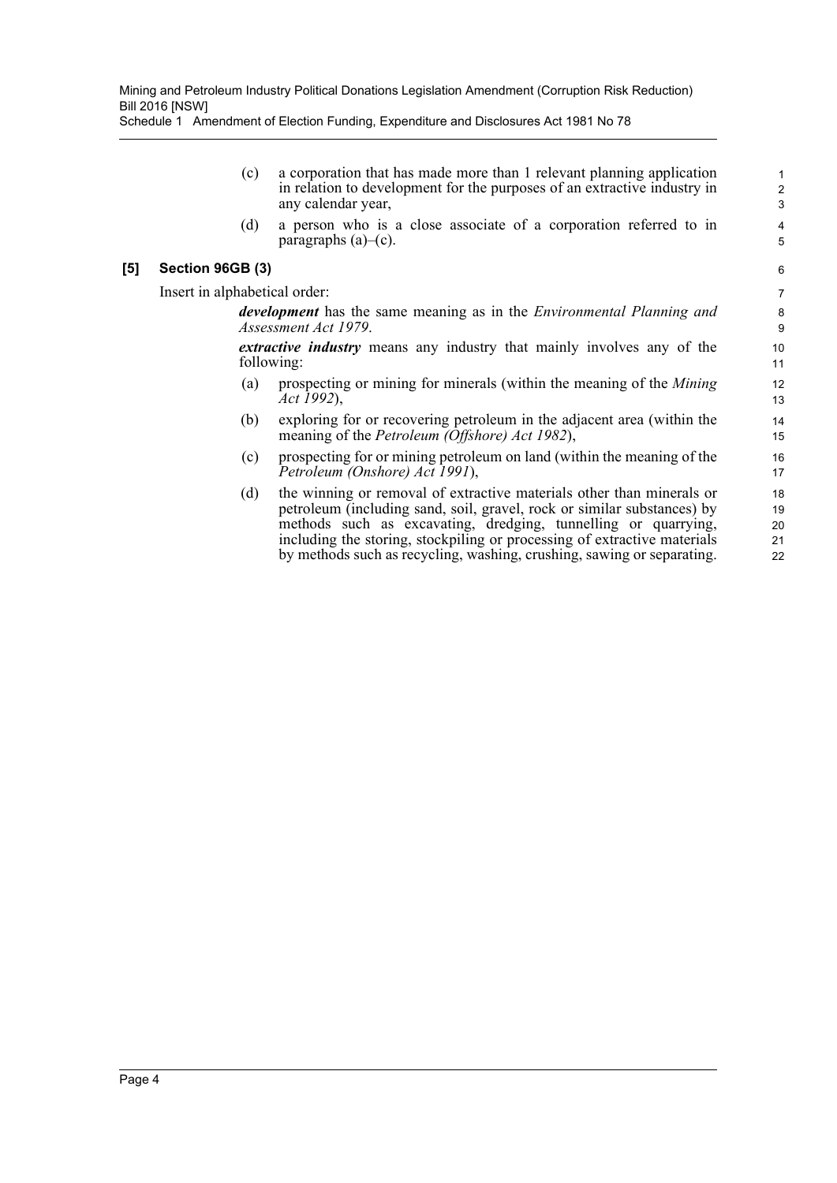(c) a corporation that has made more than 1 relevant planning application in relation to development for the purposes of an extractive industry in any calendar year,

(d) a person who is a close associate of a corporation referred to in paragraphs (a)–(c).

**[5] Section 96GB (3)**

Insert in alphabetical order:

***development*** has the same meaning as in the *Environmental Planning and Assessment Act 1979*.

***extractive industry*** means any industry that mainly involves any of the following:

(a) prospecting or mining for minerals (within the meaning of the *Mining Act 1992*),

(b) exploring for or recovering petroleum in the adjacent area (within the meaning of the *Petroleum (Offshore) Act 1982*),

(c) prospecting for or mining petroleum on land (within the meaning of the *Petroleum (Onshore) Act 1991*),

(d) the winning or removal of extractive materials other than minerals or petroleum (including sand, soil, gravel, rock or similar substances) by methods such as excavating, dredging, tunnelling or quarrying, including the storing, stockpiling or processing of extractive materials by methods such as recycling, washing, crushing, sawing or separating.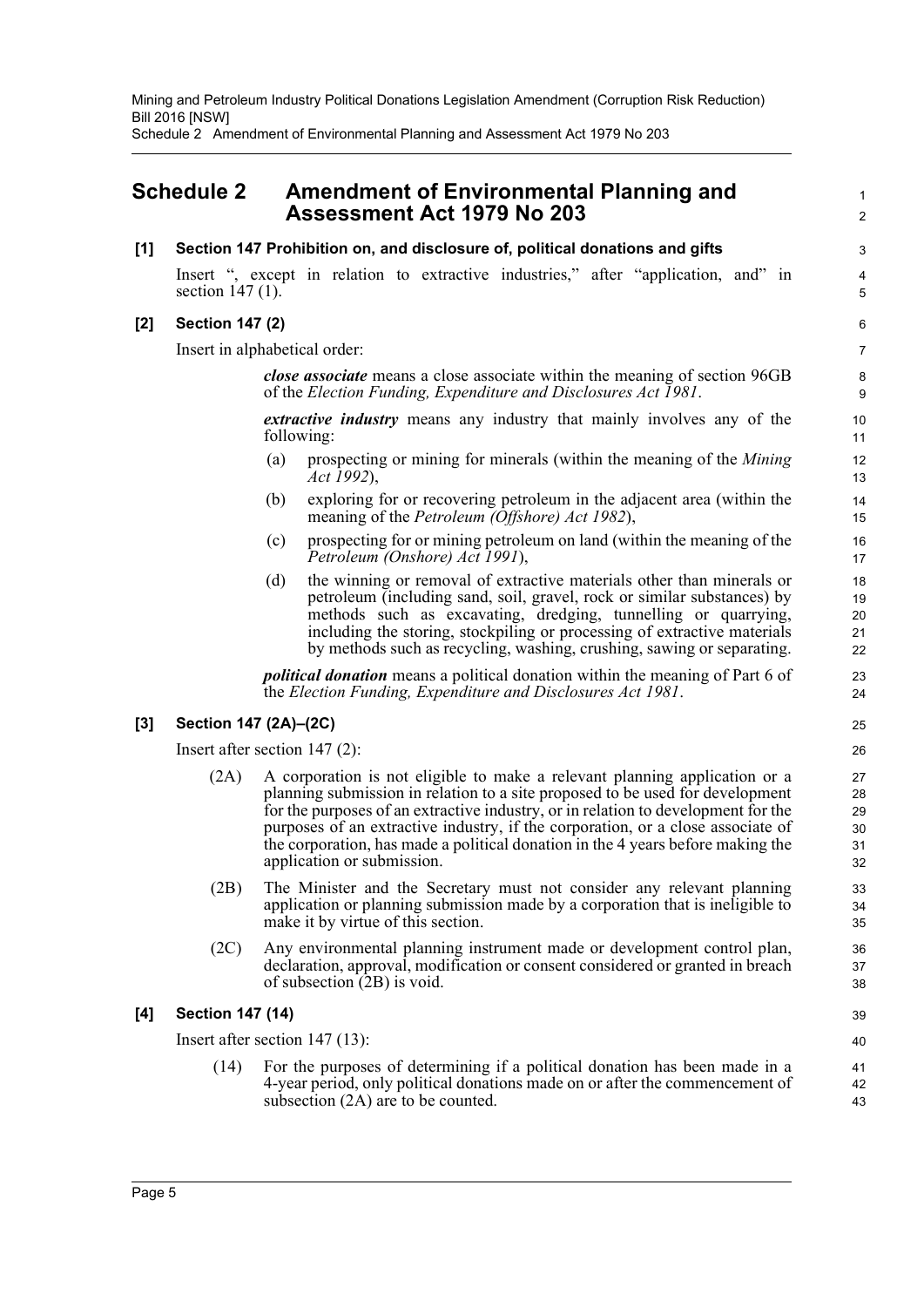## Schedule 2 Amendment of Environmental Planning and Assessment Act 1979 No 203

**[1] Section 147 Prohibition on, and disclosure of, political donations and gifts**

Insert ", except in relation to extractive industries," after "application, and" in section 147 (1).

**[2] Section 147 (2)**

Insert in alphabetical order:

> ***close associate*** means a close associate within the meaning of section 96GB of the *Election Funding, Expenditure and Disclosures Act 1981*.
>
> ***extractive industry*** means any industry that mainly involves any of the following:
>
> (a) prospecting or mining for minerals (within the meaning of the *Mining Act 1992*),
>
> (b) exploring for or recovering petroleum in the adjacent area (within the meaning of the *Petroleum (Offshore) Act 1982*),
>
> (c) prospecting for or mining petroleum on land (within the meaning of the *Petroleum (Onshore) Act 1991*),
>
> (d) the winning or removal of extractive materials other than minerals or petroleum (including sand, soil, gravel, rock or similar substances) by methods such as excavating, dredging, tunnelling or quarrying, including the storing, stockpiling or processing of extractive materials by methods such as recycling, washing, crushing, sawing or separating.
>
> ***political donation*** means a political donation within the meaning of Part 6 of the *Election Funding, Expenditure and Disclosures Act 1981*.

**[3] Section 147 (2A)–(2C)**

Insert after section 147 (2):

> (2A) A corporation is not eligible to make a relevant planning application or a planning submission in relation to a site proposed to be used for development for the purposes of an extractive industry, or in relation to development for the purposes of an extractive industry, if the corporation, or a close associate of the corporation, has made a political donation in the 4 years before making the application or submission.
>
> (2B) The Minister and the Secretary must not consider any relevant planning application or planning submission made by a corporation that is ineligible to make it by virtue of this section.
>
> (2C) Any environmental planning instrument made or development control plan, declaration, approval, modification or consent considered or granted in breach of subsection (2B) is void.

**[4] Section 147 (14)**

Insert after section 147 (13):

> (14) For the purposes of determining if a political donation has been made in a 4-year period, only political donations made on or after the commencement of subsection (2A) are to be counted.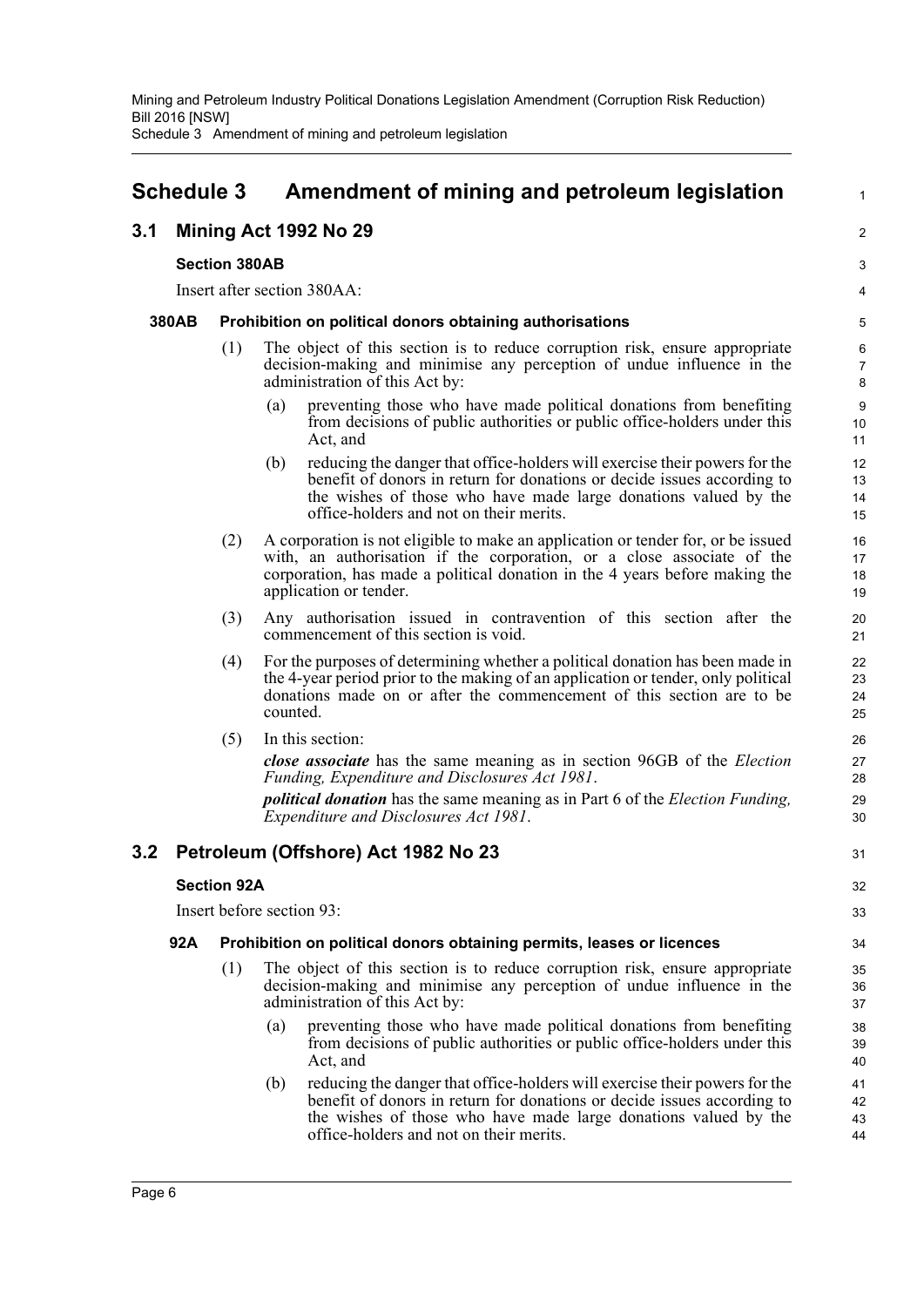# Schedule 3 Amendment of mining and petroleum legislation

## 3.1 Mining Act 1992 No 29

### Section 380AB

Insert after section 380AA:

#### 380AB Prohibition on political donors obtaining authorisations

(1) The object of this section is to reduce corruption risk, ensure appropriate decision-making and minimise any perception of undue influence in the administration of this Act by:

(a) preventing those who have made political donations from benefiting from decisions of public authorities or public office-holders under this Act, and

(b) reducing the danger that office-holders will exercise their powers for the benefit of donors in return for donations or decide issues according to the wishes of those who have made large donations valued by the office-holders and not on their merits.

(2) A corporation is not eligible to make an application or tender for, or be issued with, an authorisation if the corporation, or a close associate of the corporation, has made a political donation in the 4 years before making the application or tender.

(3) Any authorisation issued in contravention of this section after the commencement of this section is void.

(4) For the purposes of determining whether a political donation has been made in the 4-year period prior to the making of an application or tender, only political donations made on or after the commencement of this section are to be counted.

(5) In this section:

***close associate*** has the same meaning as in section 96GB of the *Election Funding, Expenditure and Disclosures Act 1981*.

***political donation*** has the same meaning as in Part 6 of the *Election Funding, Expenditure and Disclosures Act 1981*.

## 3.2 Petroleum (Offshore) Act 1982 No 23

### Section 92A

Insert before section 93:

#### 92A Prohibition on political donors obtaining permits, leases or licences

(1) The object of this section is to reduce corruption risk, ensure appropriate decision-making and minimise any perception of undue influence in the administration of this Act by:

(a) preventing those who have made political donations from benefiting from decisions of public authorities or public office-holders under this Act, and

(b) reducing the danger that office-holders will exercise their powers for the benefit of donors in return for donations or decide issues according to the wishes of those who have made large donations valued by the office-holders and not on their merits.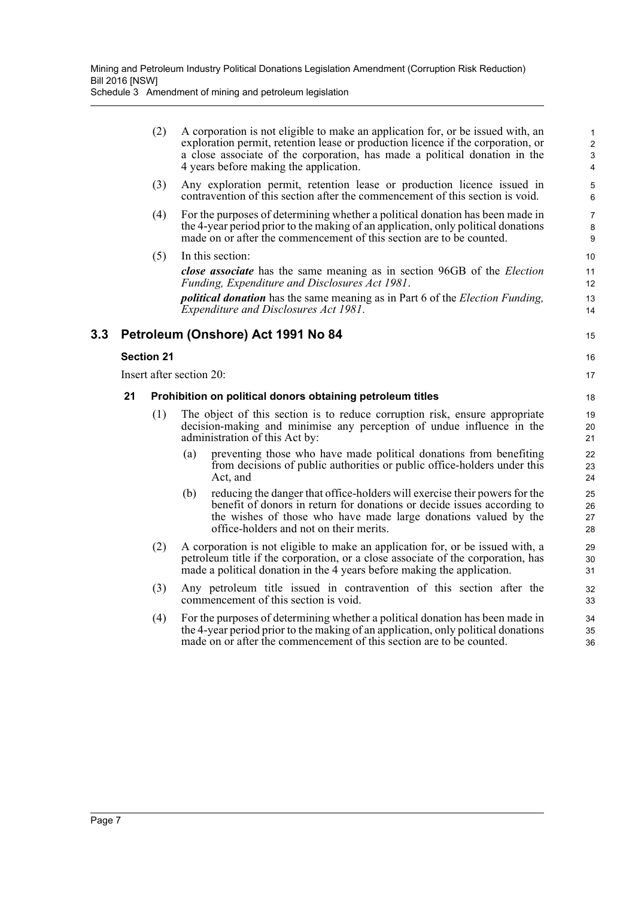(2) A corporation is not eligible to make an application for, or be issued with, an exploration permit, retention lease or production licence if the corporation, or a close associate of the corporation, has made a political donation in the 4 years before making the application.

(3) Any exploration permit, retention lease or production licence issued in contravention of this section after the commencement of this section is void.

(4) For the purposes of determining whether a political donation has been made in the 4-year period prior to the making of an application, only political donations made on or after the commencement of this section are to be counted.

(5) In this section:

***close associate*** has the same meaning as in section 96GB of the *Election Funding, Expenditure and Disclosures Act 1981*.

***political donation*** has the same meaning as in Part 6 of the *Election Funding, Expenditure and Disclosures Act 1981*.

## 3.3 Petroleum (Onshore) Act 1991 No 84

### Section 21

Insert after section 20:

### 21 Prohibition on political donors obtaining petroleum titles

(1) The object of this section is to reduce corruption risk, ensure appropriate decision-making and minimise any perception of undue influence in the administration of this Act by:

(a) preventing those who have made political donations from benefiting from decisions of public authorities or public office-holders under this Act, and

(b) reducing the danger that office-holders will exercise their powers for the benefit of donors in return for donations or decide issues according to the wishes of those who have made large donations valued by the office-holders and not on their merits.

(2) A corporation is not eligible to make an application for, or be issued with, a petroleum title if the corporation, or a close associate of the corporation, has made a political donation in the 4 years before making the application.

(3) Any petroleum title issued in contravention of this section after the commencement of this section is void.

(4) For the purposes of determining whether a political donation has been made in the 4-year period prior to the making of an application, only political donations made on or after the commencement of this section are to be counted.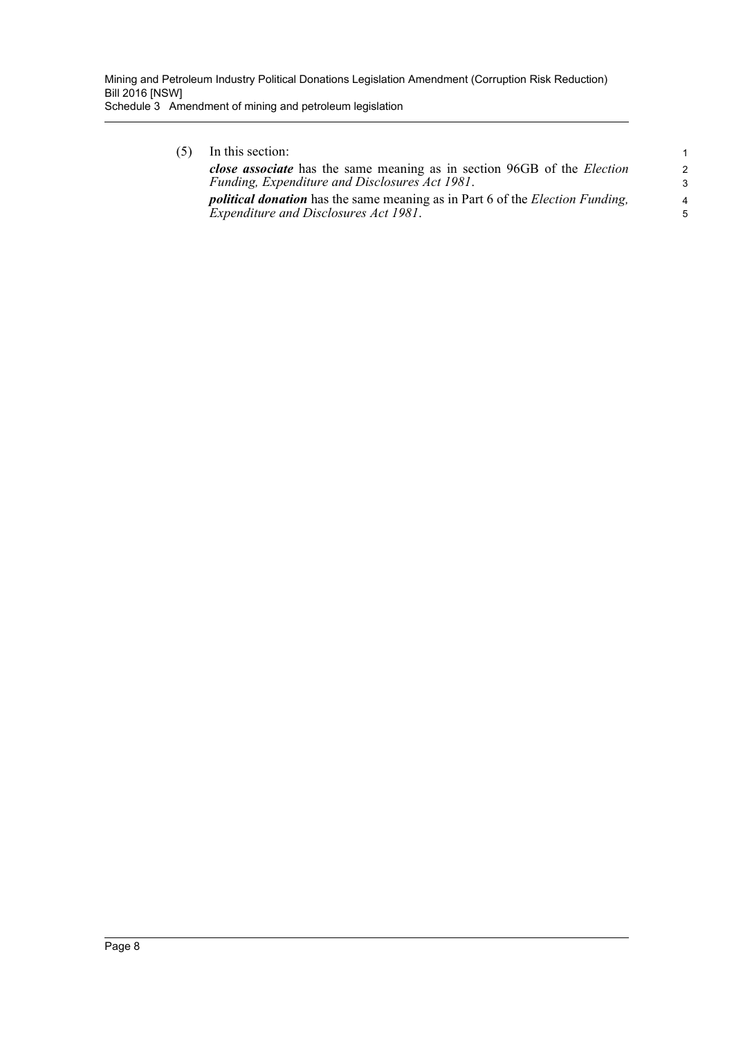(5) In this section:

***close associate*** has the same meaning as in section 96GB of the *Election Funding, Expenditure and Disclosures Act 1981*.

***political donation*** has the same meaning as in Part 6 of the *Election Funding, Expenditure and Disclosures Act 1981*.